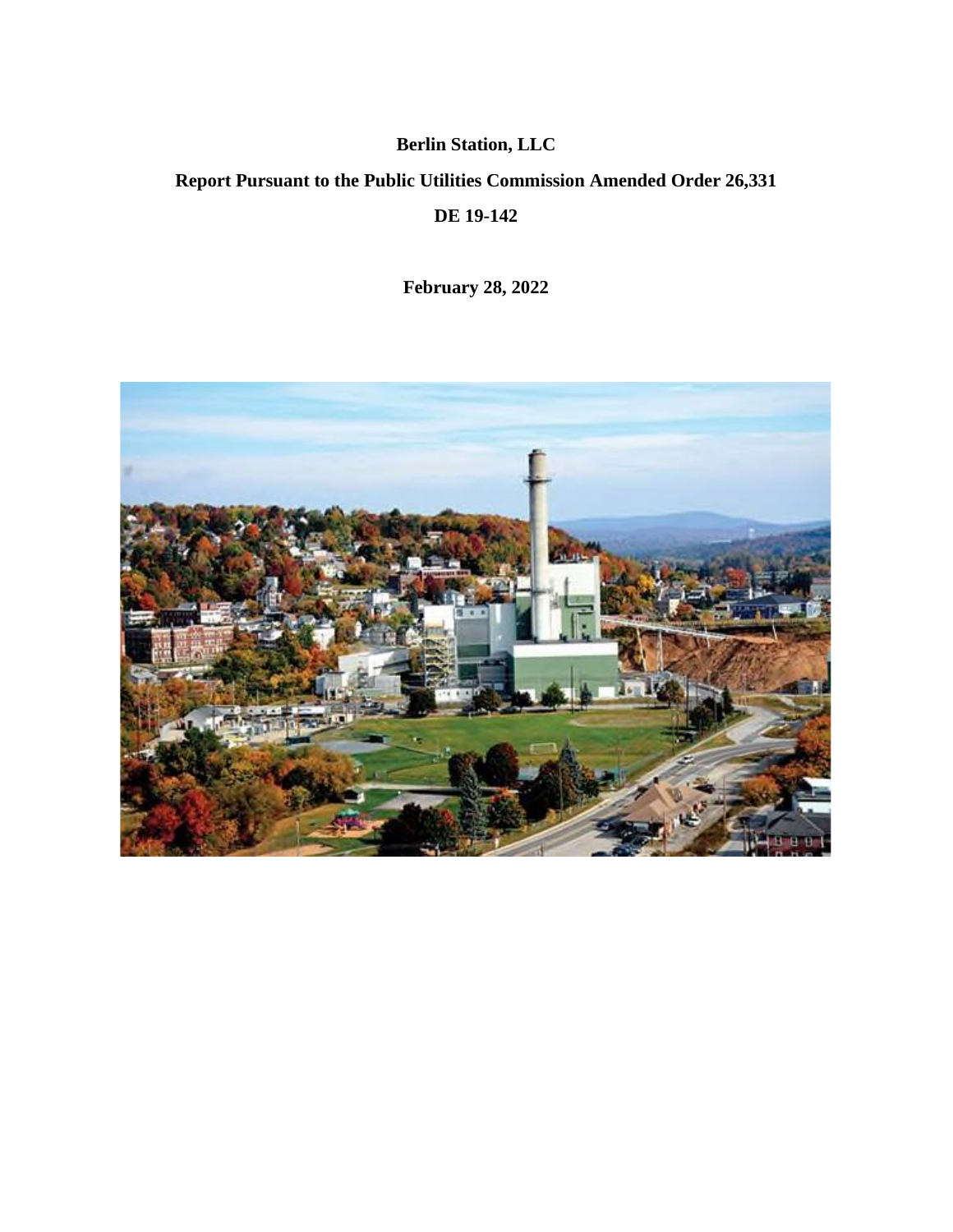**Berlin Station, LLC**

**Report Pursuant to the Public Utilities Commission Amended Order 26,331**

**DE 19-142**

**February 28, 2022**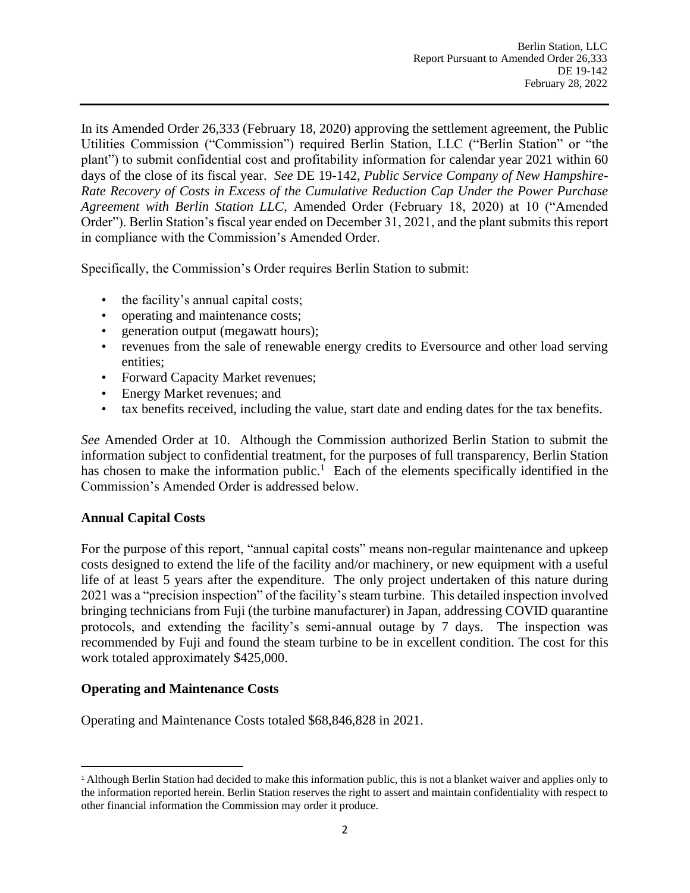In its Amended Order 26,333 (February 18, 2020) approving the settlement agreement, the Public Utilities Commission ("Commission") required Berlin Station, LLC ("Berlin Station" or "the plant") to submit confidential cost and profitability information for calendar year 2021 within 60 days of the close of its fiscal year. *See* DE 19-142, *Public Service Company of New Hampshire-Rate Recovery of Costs in Excess of the Cumulative Reduction Cap Under the Power Purchase Agreement with Berlin Station LLC*, Amended Order (February 18, 2020) at 10 ("Amended Order"). Berlin Station's fiscal year ended on December 31, 2021, and the plant submits this report in compliance with the Commission's Amended Order.

Specifically, the Commission's Order requires Berlin Station to submit:

- the facility's annual capital costs;
- operating and maintenance costs;
- generation output (megawatt hours);
- revenues from the sale of renewable energy credits to Eversource and other load serving entities;
- Forward Capacity Market revenues;
- Energy Market revenues; and
- tax benefits received, including the value, start date and ending dates for the tax benefits.

*See* Amended Order at 10. Although the Commission authorized Berlin Station to submit the information subject to confidential treatment, for the purposes of full transparency, Berlin Station has chosen to make the information public.[1] Each of the elements specifically identified in the Commission's Amended Order is addressed below.

**Annual Capital Costs**

For the purpose of this report, "annual capital costs" means non-regular maintenance and upkeep costs designed to extend the life of the facility and/or machinery, or new equipment with a useful life of at least 5 years after the expenditure. The only project undertaken of this nature during 2021 was a "precision inspection" of the facility's steam turbine. This detailed inspection involved bringing technicians from Fuji (the turbine manufacturer) in Japan, addressing COVID quarantine protocols, and extending the facility's semi-annual outage by 7 days. The inspection was recommended by Fuji and found the steam turbine to be in excellent condition. The cost for this work totaled approximately $425,000.

**Operating and Maintenance Costs**

Operating and Maintenance Costs totaled $68,846,828 in 2021.

[1] Although Berlin Station had decided to make this information public, this is not a blanket waiver and applies only to the information reported herein. Berlin Station reserves the right to assert and maintain confidentiality with respect to other financial information the Commission may order it produce.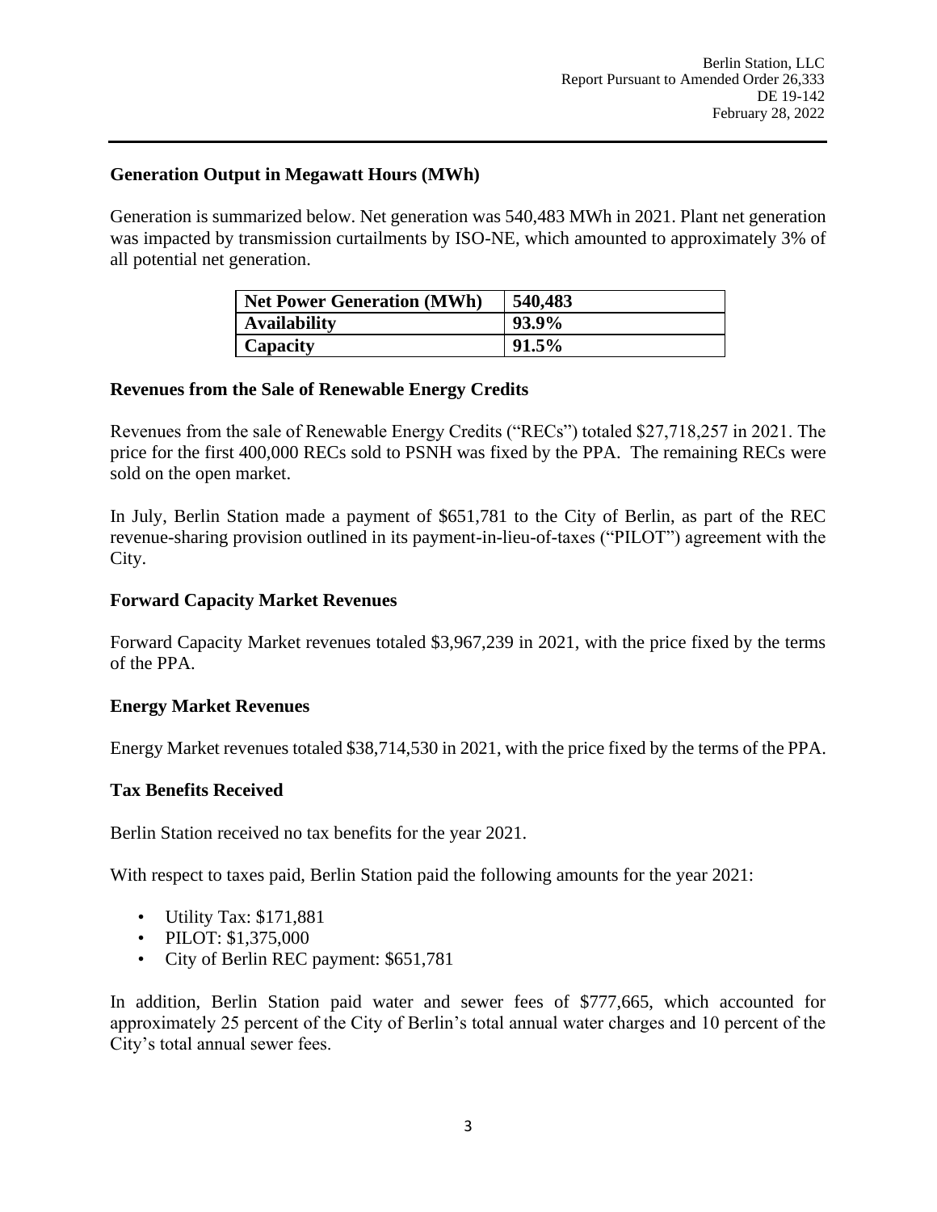## Generation Output in Megawatt Hours (MWh)

Generation is summarized below. Net generation was 540,483 MWh in 2021. Plant net generation was impacted by transmission curtailments by ISO-NE, which amounted to approximately 3% of all potential net generation.

| Net Power Generation (MWh) | 540,483 |
|---|---|
| Availability | 93.9% |
| Capacity | 91.5% |

## Revenues from the Sale of Renewable Energy Credits

Revenues from the sale of Renewable Energy Credits ("RECs") totaled $27,718,257 in 2021. The price for the first 400,000 RECs sold to PSNH was fixed by the PPA. The remaining RECs were sold on the open market.

In July, Berlin Station made a payment of $651,781 to the City of Berlin, as part of the REC revenue-sharing provision outlined in its payment-in-lieu-of-taxes ("PILOT") agreement with the City.

## Forward Capacity Market Revenues

Forward Capacity Market revenues totaled $3,967,239 in 2021, with the price fixed by the terms of the PPA.

## Energy Market Revenues

Energy Market revenues totaled $38,714,530 in 2021, with the price fixed by the terms of the PPA.

## Tax Benefits Received

Berlin Station received no tax benefits for the year 2021.

With respect to taxes paid, Berlin Station paid the following amounts for the year 2021:

- Utility Tax: $171,881
- PILOT: $1,375,000
- City of Berlin REC payment: $651,781

In addition, Berlin Station paid water and sewer fees of $777,665, which accounted for approximately 25 percent of the City of Berlin's total annual water charges and 10 percent of the City's total annual sewer fees.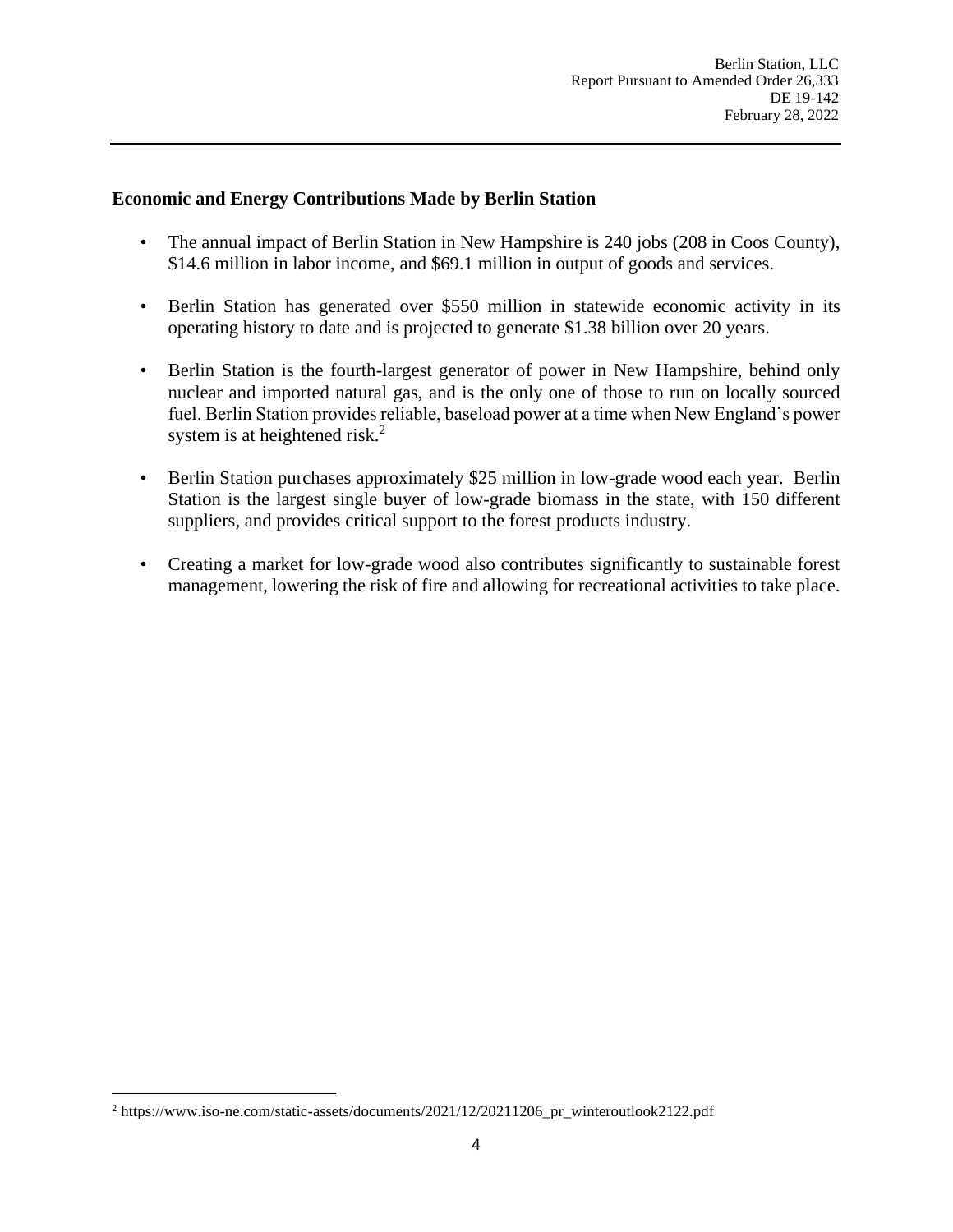## Economic and Energy Contributions Made by Berlin Station

- The annual impact of Berlin Station in New Hampshire is 240 jobs (208 in Coos County), $14.6 million in labor income, and $69.1 million in output of goods and services.

- Berlin Station has generated over $550 million in statewide economic activity in its operating history to date and is projected to generate $1.38 billion over 20 years.

- Berlin Station is the fourth-largest generator of power in New Hampshire, behind only nuclear and imported natural gas, and is the only one of those to run on locally sourced fuel. Berlin Station provides reliable, baseload power at a time when New England's power system is at heightened risk.[2]

- Berlin Station purchases approximately $25 million in low-grade wood each year. Berlin Station is the largest single buyer of low-grade biomass in the state, with 150 different suppliers, and provides critical support to the forest products industry.

- Creating a market for low-grade wood also contributes significantly to sustainable forest management, lowering the risk of fire and allowing for recreational activities to take place.

---

[2] https://www.iso-ne.com/static-assets/documents/2021/12/20211206_pr_winteroutlook2122.pdf